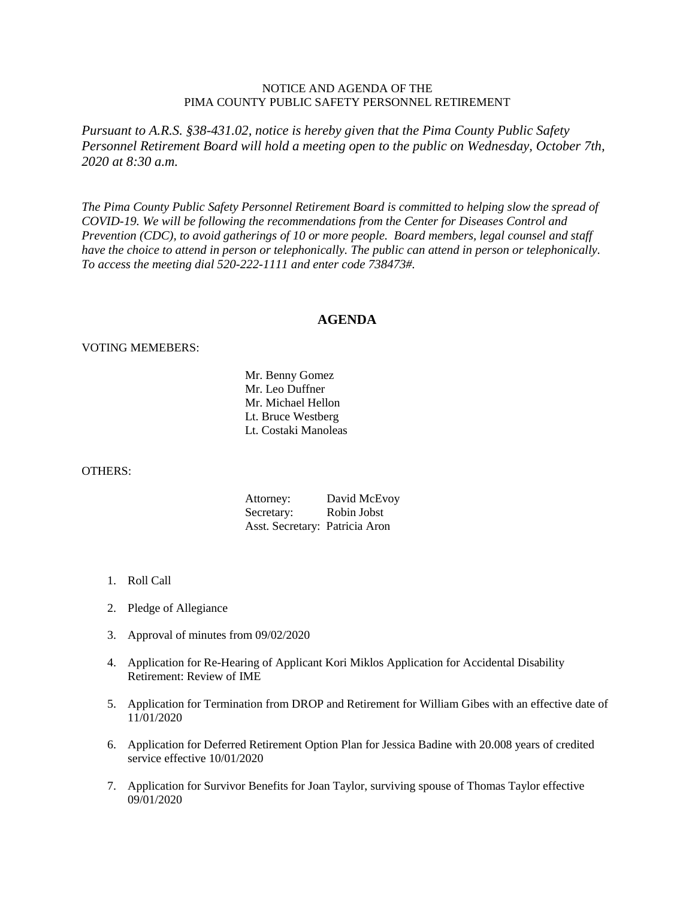NOTICE AND AGENDA OF THE
PIMA COUNTY PUBLIC SAFETY PERSONNEL RETIREMENT

*Pursuant to A.R.S. §38-431.02, notice is hereby given that the Pima County Public Safety Personnel Retirement Board will hold a meeting open to the public on Wednesday, October 7th, 2020 at 8:30 a.m.*

*The Pima County Public Safety Personnel Retirement Board is committed to helping slow the spread of COVID-19. We will be following the recommendations from the Center for Diseases Control and Prevention (CDC), to avoid gatherings of 10 or more people. Board members, legal counsel and staff have the choice to attend in person or telephonically. The public can attend in person or telephonically. To access the meeting dial 520-222-1111 and enter code 738473#.*

## AGENDA

VOTING MEMEBERS:

Mr. Benny Gomez
Mr. Leo Duffner
Mr. Michael Hellon
Lt. Bruce Westberg
Lt. Costaki Manoleas

OTHERS:

Attorney: David McEvoy
Secretary: Robin Jobst
Asst. Secretary: Patricia Aron

1. Roll Call
2. Pledge of Allegiance
3. Approval of minutes from 09/02/2020
4. Application for Re-Hearing of Applicant Kori Miklos Application for Accidental Disability Retirement: Review of IME
5. Application for Termination from DROP and Retirement for William Gibes with an effective date of 11/01/2020
6. Application for Deferred Retirement Option Plan for Jessica Badine with 20.008 years of credited service effective 10/01/2020
7. Application for Survivor Benefits for Joan Taylor, surviving spouse of Thomas Taylor effective 09/01/2020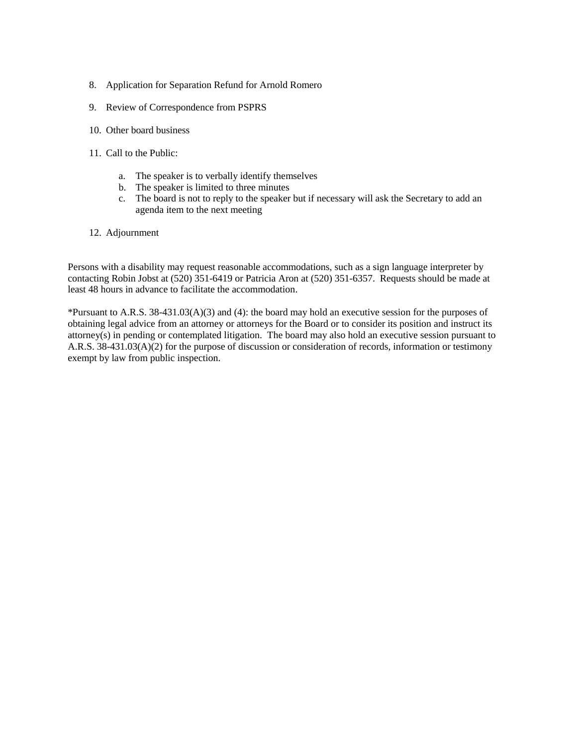8. Application for Separation Refund for Arnold Romero

9. Review of Correspondence from PSPRS

10. Other board business

11. Call to the Public:

    a. The speaker is to verbally identify themselves
    b. The speaker is limited to three minutes
    c. The board is not to reply to the speaker but if necessary will ask the Secretary to add an agenda item to the next meeting

12. Adjournment

Persons with a disability may request reasonable accommodations, such as a sign language interpreter by contacting Robin Jobst at (520) 351-6419 or Patricia Aron at (520) 351-6357. Requests should be made at least 48 hours in advance to facilitate the accommodation.

*Pursuant to A.R.S. 38-431.03(A)(3) and (4): the board may hold an executive session for the purposes of obtaining legal advice from an attorney or attorneys for the Board or to consider its position and instruct its attorney(s) in pending or contemplated litigation. The board may also hold an executive session pursuant to A.R.S. 38-431.03(A)(2) for the purpose of discussion or consideration of records, information or testimony exempt by law from public inspection.